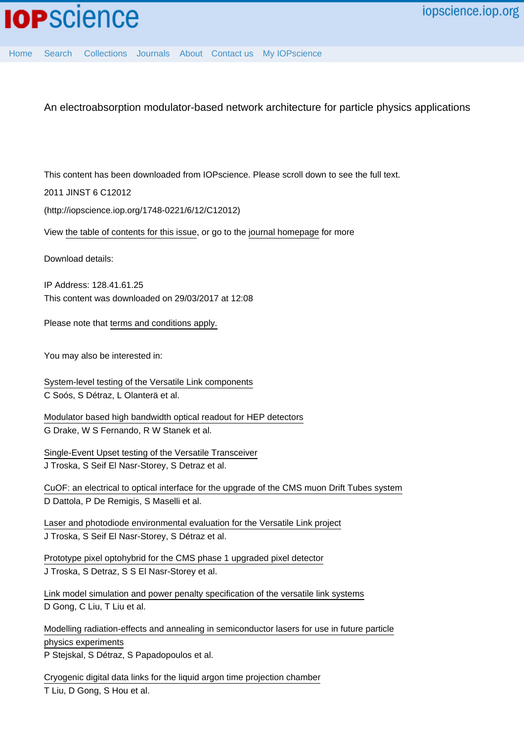# An electroabsorption modulator-based network architecture for particle physics applications

This content has been downloaded from IOPscience. Please scroll down to see the full text.

2011 JINST 6 C12012

(http://iopscience.iop.org/1748-0221/6/12/C12012)

View the table of contents for this issue, or go to the journal homepage for more

Download details:

IP Address: 128.41.61.25
This content was downloaded on 29/03/2017 at 12:08

Please note that terms and conditions apply.

You may also be interested in:

System-level testing of the Versatile Link components
C Soós, S Détraz, L Olanterä et al.

Modulator based high bandwidth optical readout for HEP detectors
G Drake, W S Fernando, R W Stanek et al.

Single-Event Upset testing of the Versatile Transceiver
J Troska, S Seif El Nasr-Storey, S Detraz et al.

CuOF: an electrical to optical interface for the upgrade of the CMS muon Drift Tubes system
D Dattola, P De Remigis, S Maselli et al.

Laser and photodiode environmental evaluation for the Versatile Link project
J Troska, S Seif El Nasr-Storey, S Détraz et al.

Prototype pixel optohybrid for the CMS phase 1 upgraded pixel detector
J Troska, S Detraz, S S El Nasr-Storey et al.

Link model simulation and power penalty specification of the versatile link systems
D Gong, C Liu, T Liu et al.

Modelling radiation-effects and annealing in semiconductor lasers for use in future particle physics experiments
P Stejskal, S Détraz, S Papadopoulos et al.

Cryogenic digital data links for the liquid argon time projection chamber
T Liu, D Gong, S Hou et al.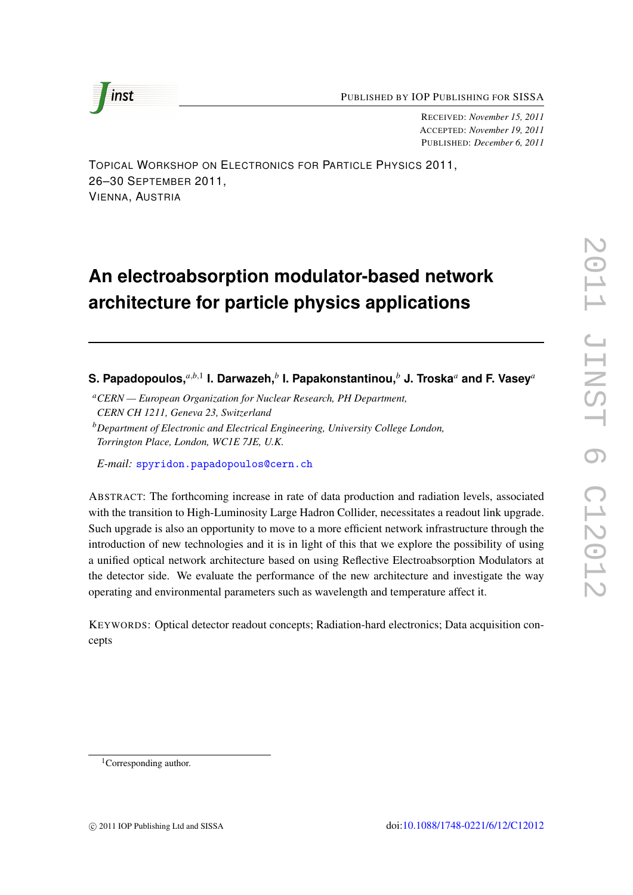# An electroabsorption modulator-based network architecture for particle physics applications

**S. Papadopoulos,**[a,b,1] **I. Darwazeh,**[b] **I. Papakonstantinou,**[b] **J. Troska**[a] **and F. Vasey**[a]

[a]*CERN — European Organization for Nuclear Research, PH Department, CERN CH 1211, Geneva 23, Switzerland*

[b]*Department of Electronic and Electrical Engineering, University College London, Torrington Place, London, WC1E 7JE, U.K.*

*E-mail:* spyridon.papadopoulos@cern.ch

Abstract: The forthcoming increase in rate of data production and radiation levels, associated with the transition to High-Luminosity Large Hadron Collider, necessitates a readout link upgrade. Such upgrade is also an opportunity to move to a more efficient network infrastructure through the introduction of new technologies and it is in light of this that we explore the possibility of using a unified optical network architecture based on using Reflective Electroabsorption Modulators at the detector side. We evaluate the performance of the new architecture and investigate the way operating and environmental parameters such as wavelength and temperature affect it.

Keywords: Optical detector readout concepts; Radiation-hard electronics; Data acquisition concepts

[1]Corresponding author.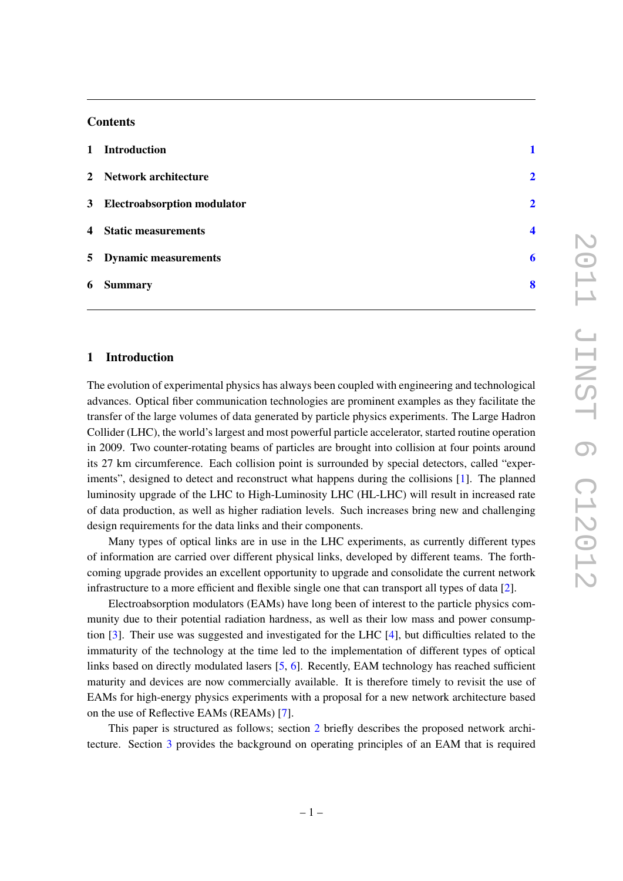## Contents

1 Introduction 1

2 Network architecture 2

3 Electroabsorption modulator 2

4 Static measurements 4

5 Dynamic measurements 6

6 Summary 8

## 1 Introduction

The evolution of experimental physics has always been coupled with engineering and technological advances. Optical fiber communication technologies are prominent examples as they facilitate the transfer of the large volumes of data generated by particle physics experiments. The Large Hadron Collider (LHC), the world's largest and most powerful particle accelerator, started routine operation in 2009. Two counter-rotating beams of particles are brought into collision at four points around its 27 km circumference. Each collision point is surrounded by special detectors, called "experiments", designed to detect and reconstruct what happens during the collisions [1]. The planned luminosity upgrade of the LHC to High-Luminosity LHC (HL-LHC) will result in increased rate of data production, as well as higher radiation levels. Such increases bring new and challenging design requirements for the data links and their components.

Many types of optical links are in use in the LHC experiments, as currently different types of information are carried over different physical links, developed by different teams. The forthcoming upgrade provides an excellent opportunity to upgrade and consolidate the current network infrastructure to a more efficient and flexible single one that can transport all types of data [2].

Electroabsorption modulators (EAMs) have long been of interest to the particle physics community due to their potential radiation hardness, as well as their low mass and power consumption [3]. Their use was suggested and investigated for the LHC [4], but difficulties related to the immaturity of the technology at the time led to the implementation of different types of optical links based on directly modulated lasers [5, 6]. Recently, EAM technology has reached sufficient maturity and devices are now commercially available. It is therefore timely to revisit the use of EAMs for high-energy physics experiments with a proposal for a new network architecture based on the use of Reflective EAMs (REAMs) [7].

This paper is structured as follows; section 2 briefly describes the proposed network architecture. Section 3 provides the background on operating principles of an EAM that is required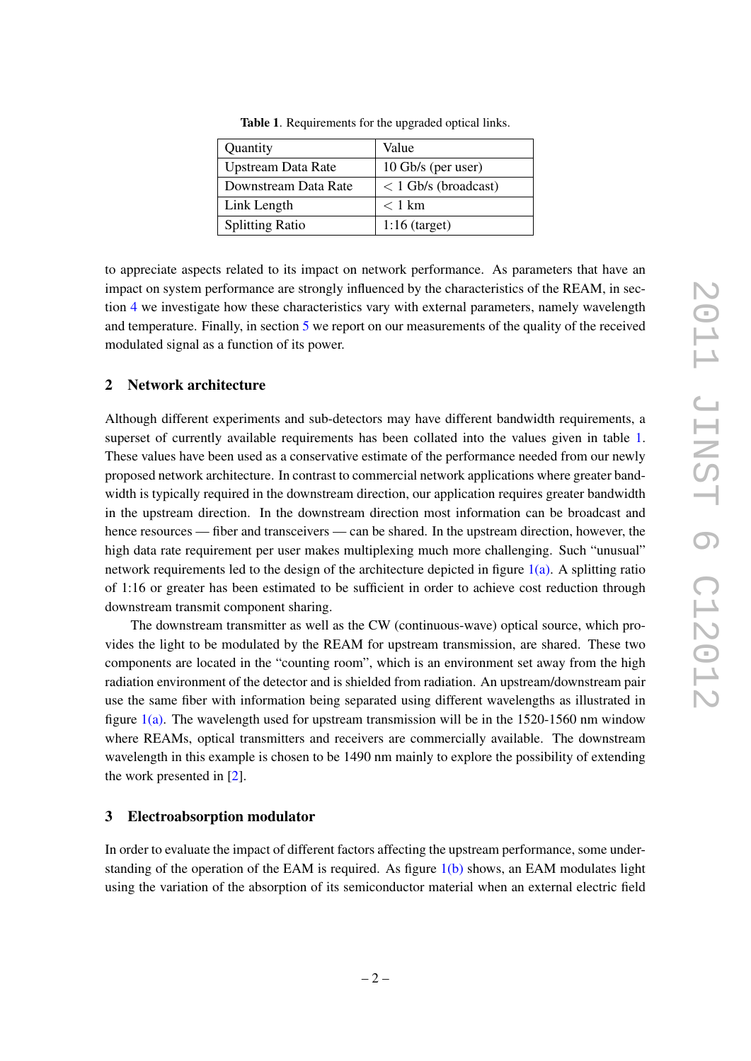**Table 1**. Requirements for the upgraded optical links.

| Quantity | Value |
|---|---|
| Upstream Data Rate | 10 Gb/s (per user) |
| Downstream Data Rate | $<$ 1 Gb/s (broadcast) |
| Link Length | $<$ 1 km |
| Splitting Ratio | 1:16 (target) |

to appreciate aspects related to its impact on network performance. As parameters that have an impact on system performance are strongly influenced by the characteristics of the REAM, in section 4 we investigate how these characteristics vary with external parameters, namely wavelength and temperature. Finally, in section 5 we report on our measurements of the quality of the received modulated signal as a function of its power.

## 2 Network architecture

Although different experiments and sub-detectors may have different bandwidth requirements, a superset of currently available requirements has been collated into the values given in table 1. These values have been used as a conservative estimate of the performance needed from our newly proposed network architecture. In contrast to commercial network applications where greater bandwidth is typically required in the downstream direction, our application requires greater bandwidth in the upstream direction. In the downstream direction most information can be broadcast and hence resources — fiber and transceivers — can be shared. In the upstream direction, however, the high data rate requirement per user makes multiplexing much more challenging. Such "unusual" network requirements led to the design of the architecture depicted in figure 1(a). A splitting ratio of 1:16 or greater has been estimated to be sufficient in order to achieve cost reduction through downstream transmit component sharing.

The downstream transmitter as well as the CW (continuous-wave) optical source, which provides the light to be modulated by the REAM for upstream transmission, are shared. These two components are located in the "counting room", which is an environment set away from the high radiation environment of the detector and is shielded from radiation. An upstream/downstream pair use the same fiber with information being separated using different wavelengths as illustrated in figure 1(a). The wavelength used for upstream transmission will be in the 1520-1560 nm window where REAMs, optical transmitters and receivers are commercially available. The downstream wavelength in this example is chosen to be 1490 nm mainly to explore the possibility of extending the work presented in [2].

## 3 Electroabsorption modulator

In order to evaluate the impact of different factors affecting the upstream performance, some understanding of the operation of the EAM is required. As figure 1(b) shows, an EAM modulates light using the variation of the absorption of its semiconductor material when an external electric field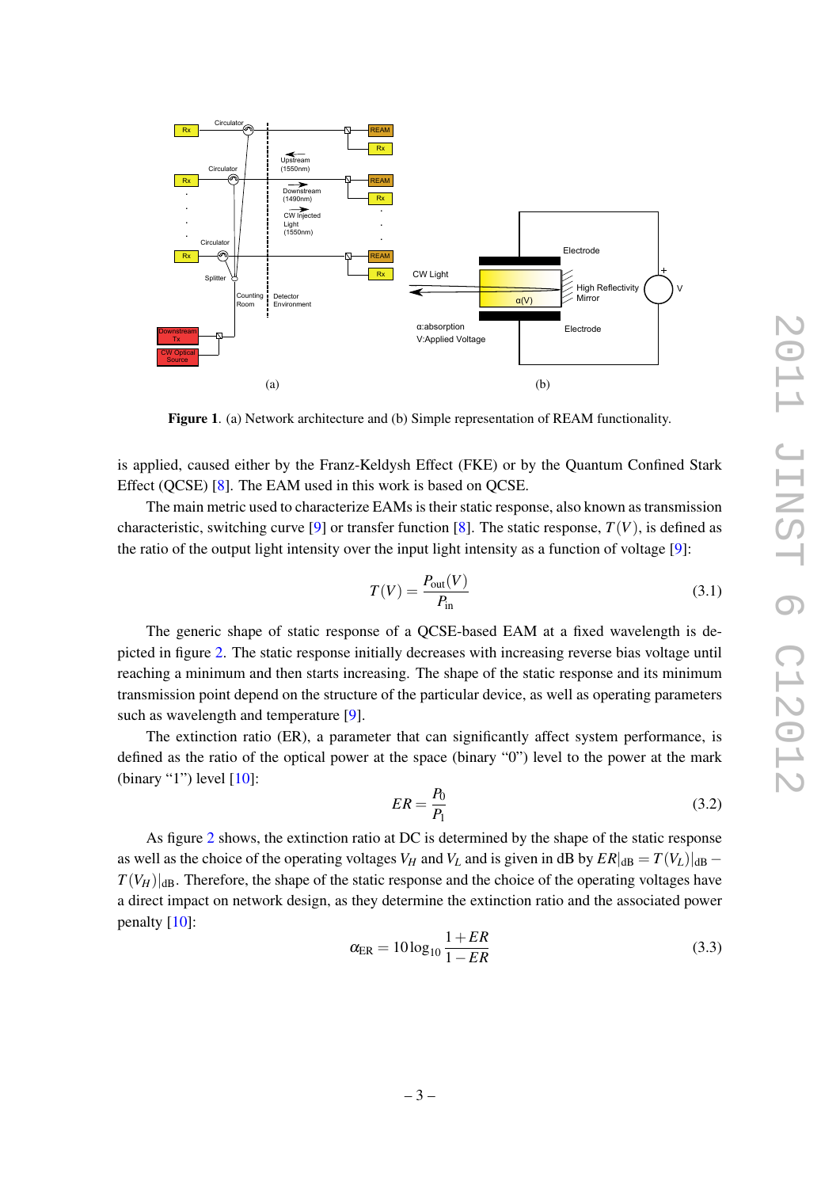Figure 1. (a) Network architecture and (b) Simple representation of REAM functionality.

is applied, caused either by the Franz-Keldysh Effect (FKE) or by the Quantum Confined Stark Effect (QCSE) [8]. The EAM used in this work is based on QCSE.

The main metric used to characterize EAMs is their static response, also known as transmission characteristic, switching curve [9] or transfer function [8]. The static response, $T(V)$, is defined as the ratio of the output light intensity over the input light intensity as a function of voltage [9]:

$$T(V) = \frac{P_{\text{out}}(V)}{P_{\text{in}}} \tag{3.1}$$

The generic shape of static response of a QCSE-based EAM at a fixed wavelength is depicted in figure 2. The static response initially decreases with increasing reverse bias voltage until reaching a minimum and then starts increasing. The shape of the static response and its minimum transmission point depend on the structure of the particular device, as well as operating parameters such as wavelength and temperature [9].

The extinction ratio (ER), a parameter that can significantly affect system performance, is defined as the ratio of the optical power at the space (binary "0") level to the power at the mark (binary "1") level [10]:

$$ER = \frac{P_0}{P_1} \tag{3.2}$$

As figure 2 shows, the extinction ratio at DC is determined by the shape of the static response as well as the choice of the operating voltages $V_H$ and $V_L$ and is given in dB by $ER|_{\text{dB}} = T(V_L)|_{\text{dB}} - T(V_H)|_{\text{dB}}$. Therefore, the shape of the static response and the choice of the operating voltages have a direct impact on network design, as they determine the extinction ratio and the associated power penalty [10]:

$$\alpha_{\text{ER}} = 10\log_{10}\frac{1+ER}{1-ER} \tag{3.3}$$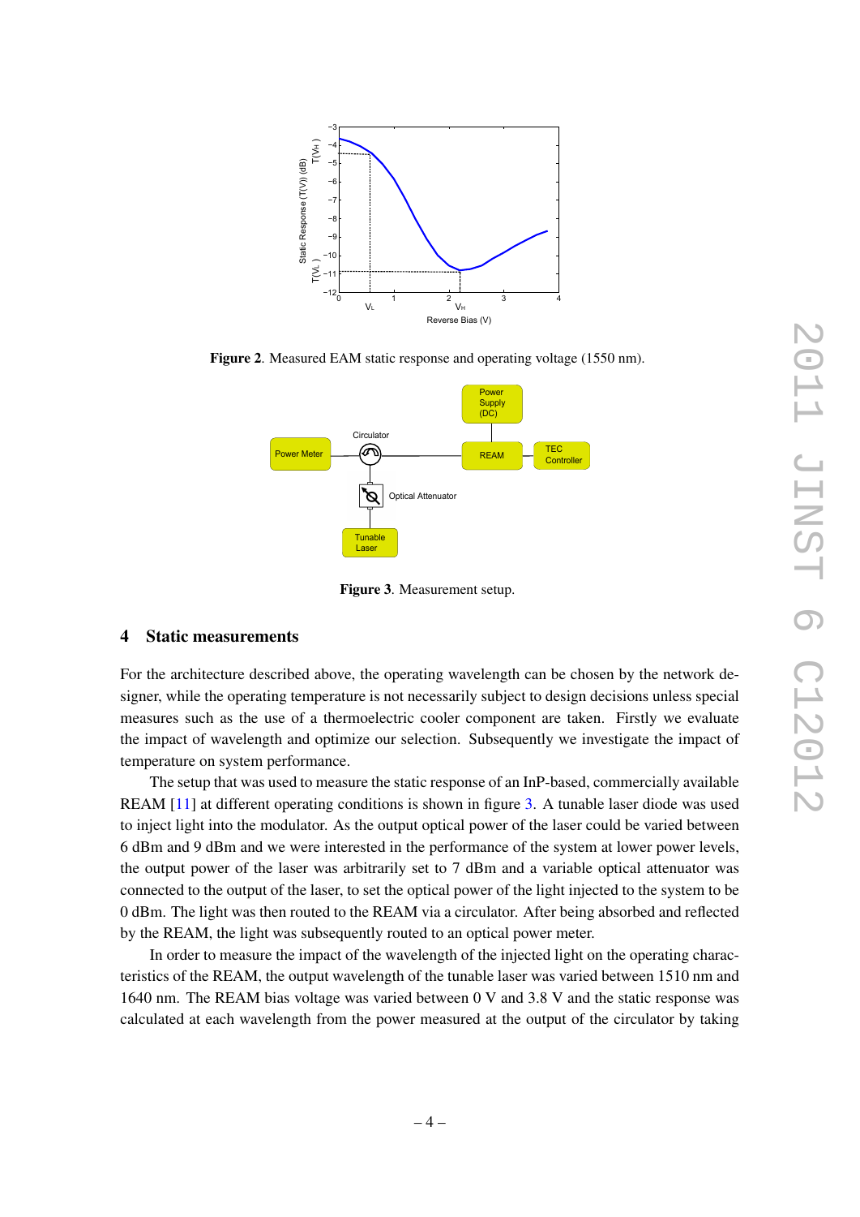**Figure 2**. Measured EAM static response and operating voltage (1550 nm).

**Figure 3**. Measurement setup.

## 4 Static measurements

For the architecture described above, the operating wavelength can be chosen by the network designer, while the operating temperature is not necessarily subject to design decisions unless special measures such as the use of a thermoelectric cooler component are taken. Firstly we evaluate the impact of wavelength and optimize our selection. Subsequently we investigate the impact of temperature on system performance.

The setup that was used to measure the static response of an InP-based, commercially available REAM [11] at different operating conditions is shown in figure 3. A tunable laser diode was used to inject light into the modulator. As the output optical power of the laser could be varied between 6 dBm and 9 dBm and we were interested in the performance of the system at lower power levels, the output power of the laser was arbitrarily set to 7 dBm and a variable optical attenuator was connected to the output of the laser, to set the optical power of the light injected to the system to be 0 dBm. The light was then routed to the REAM via a circulator. After being absorbed and reflected by the REAM, the light was subsequently routed to an optical power meter.

In order to measure the impact of the wavelength of the injected light on the operating characteristics of the REAM, the output wavelength of the tunable laser was varied between 1510 nm and 1640 nm. The REAM bias voltage was varied between 0 V and 3.8 V and the static response was calculated at each wavelength from the power measured at the output of the circulator by taking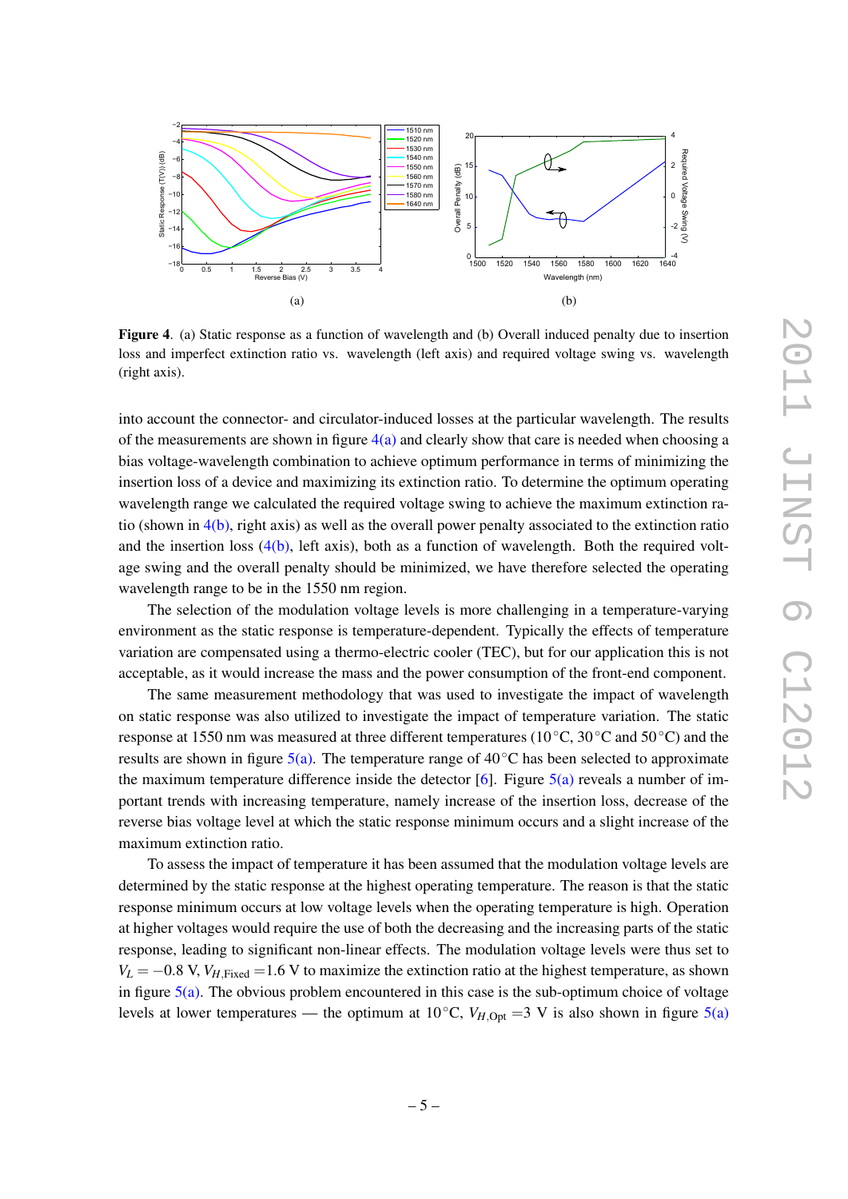**Figure 4**. (a) Static response as a function of wavelength and (b) Overall induced penalty due to insertion loss and imperfect extinction ratio vs. wavelength (left axis) and required voltage swing vs. wavelength (right axis).

into account the connector- and circulator-induced losses at the particular wavelength. The results of the measurements are shown in figure 4(a) and clearly show that care is needed when choosing a bias voltage-wavelength combination to achieve optimum performance in terms of minimizing the insertion loss of a device and maximizing its extinction ratio. To determine the optimum operating wavelength range we calculated the required voltage swing to achieve the maximum extinction ratio (shown in 4(b), right axis) as well as the overall power penalty associated to the extinction ratio and the insertion loss (4(b), left axis), both as a function of wavelength. Both the required voltage swing and the overall penalty should be minimized, we have therefore selected the operating wavelength range to be in the 1550 nm region.

The selection of the modulation voltage levels is more challenging in a temperature-varying environment as the static response is temperature-dependent. Typically the effects of temperature variation are compensated using a thermo-electric cooler (TEC), but for our application this is not acceptable, as it would increase the mass and the power consumption of the front-end component.

The same measurement methodology that was used to investigate the impact of wavelength on static response was also utilized to investigate the impact of temperature variation. The static response at 1550 nm was measured at three different temperatures (10 °C, 30 °C and 50 °C) and the results are shown in figure 5(a). The temperature range of 40 °C has been selected to approximate the maximum temperature difference inside the detector [6]. Figure 5(a) reveals a number of important trends with increasing temperature, namely increase of the insertion loss, decrease of the reverse bias voltage level at which the static response minimum occurs and a slight increase of the maximum extinction ratio.

To assess the impact of temperature it has been assumed that the modulation voltage levels are determined by the static response at the highest operating temperature. The reason is that the static response minimum occurs at low voltage levels when the operating temperature is high. Operation at higher voltages would require the use of both the decreasing and the increasing parts of the static response, leading to significant non-linear effects. The modulation voltage levels were thus set to $V_L = -0.8$ V, $V_{H,\mathrm{Fixed}} = 1.6$ V to maximize the extinction ratio at the highest temperature, as shown in figure 5(a). The obvious problem encountered in this case is the sub-optimum choice of voltage levels at lower temperatures — the optimum at 10 °C, $V_{H,\mathrm{Opt}} = 3$ V is also shown in figure 5(a)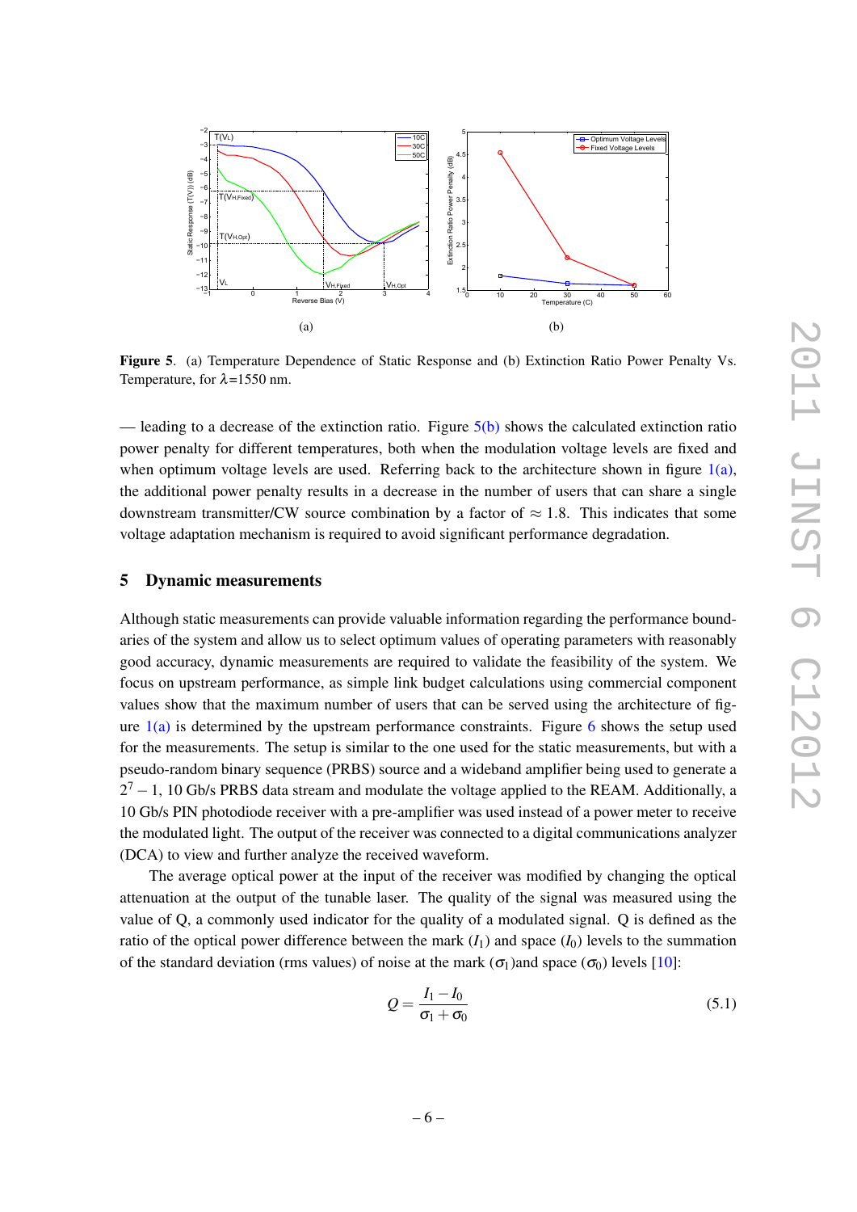(a)

(b)

**Figure 5**. (a) Temperature Dependence of Static Response and (b) Extinction Ratio Power Penalty Vs. Temperature, for $\lambda$=1550 nm.

— leading to a decrease of the extinction ratio. Figure 5(b) shows the calculated extinction ratio power penalty for different temperatures, both when the modulation voltage levels are fixed and when optimum voltage levels are used. Referring back to the architecture shown in figure 1(a), the additional power penalty results in a decrease in the number of users that can share a single downstream transmitter/CW source combination by a factor of $\approx$ 1.8. This indicates that some voltage adaptation mechanism is required to avoid significant performance degradation.

## 5 Dynamic measurements

Although static measurements can provide valuable information regarding the performance boundaries of the system and allow us to select optimum values of operating parameters with reasonably good accuracy, dynamic measurements are required to validate the feasibility of the system. We focus on upstream performance, as simple link budget calculations using commercial component values show that the maximum number of users that can be served using the architecture of figure 1(a) is determined by the upstream performance constraints. Figure 6 shows the setup used for the measurements. The setup is similar to the one used for the static measurements, but with a pseudo-random binary sequence (PRBS) source and a wideband amplifier being used to generate a $2^7 - 1$, 10 Gb/s PRBS data stream and modulate the voltage applied to the REAM. Additionally, a 10 Gb/s PIN photodiode receiver with a pre-amplifier was used instead of a power meter to receive the modulated light. The output of the receiver was connected to a digital communications analyzer (DCA) to view and further analyze the received waveform.

The average optical power at the input of the receiver was modified by changing the optical attenuation at the output of the tunable laser. The quality of the signal was measured using the value of Q, a commonly used indicator for the quality of a modulated signal. Q is defined as the ratio of the optical power difference between the mark ($I_1$) and space ($I_0$) levels to the summation of the standard deviation (rms values) of noise at the mark ($\sigma_1$)and space ($\sigma_0$) levels [10]:

$$Q = \frac{I_1 - I_0}{\sigma_1 + \sigma_0} \tag{5.1}$$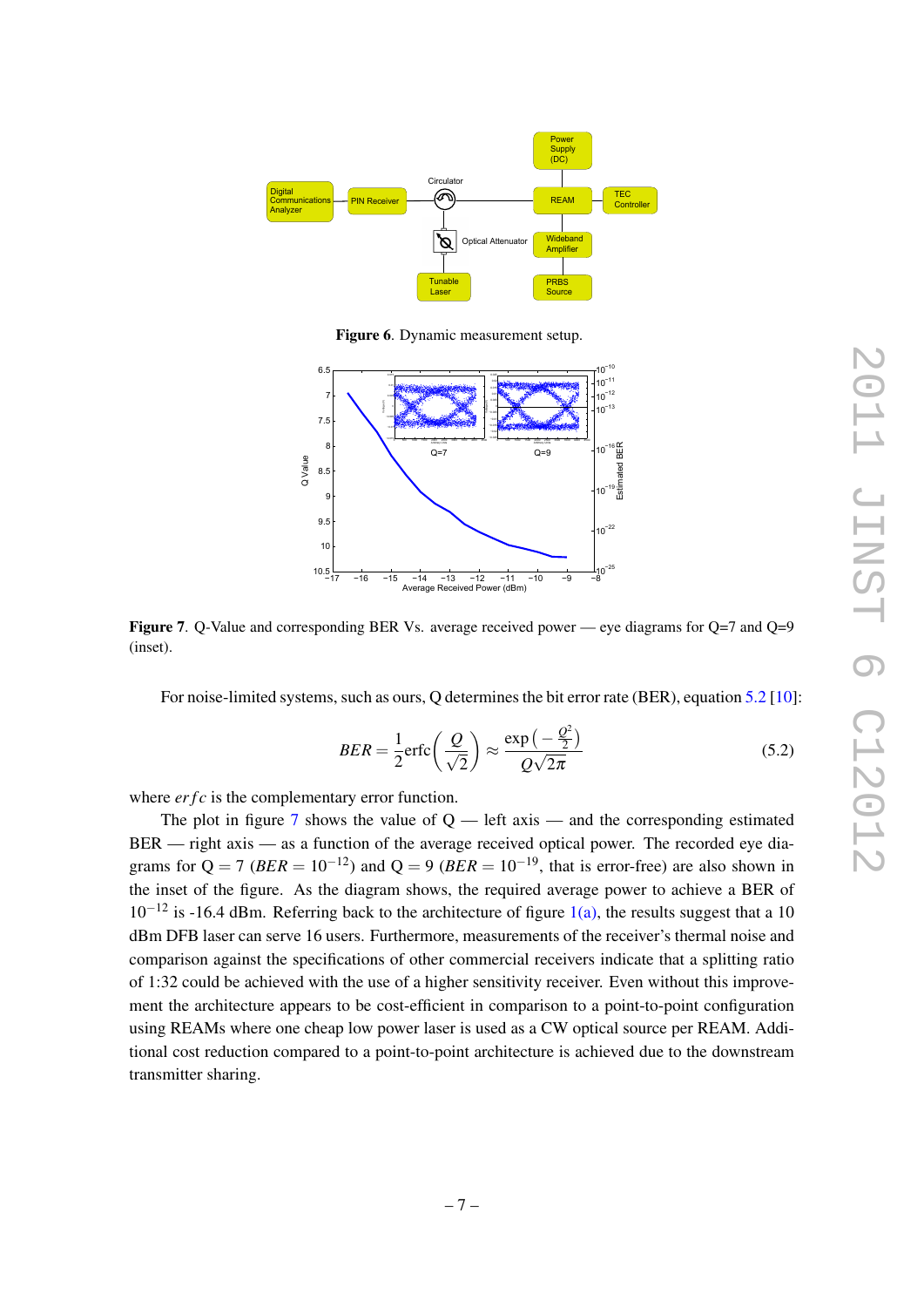**Figure 6**. Dynamic measurement setup.

**Figure 7**. Q-Value and corresponding BER Vs. average received power — eye diagrams for Q=7 and Q=9 (inset).

For noise-limited systems, such as ours, Q determines the bit error rate (BER), equation 5.2 [10]:

$$BER = \frac{1}{2}\text{erfc}\left(\frac{Q}{\sqrt{2}}\right) \approx \frac{\exp\left(-\frac{Q^2}{2}\right)}{Q\sqrt{2\pi}} \tag{5.2}$$

where $erfc$ is the complementary error function.

The plot in figure 7 shows the value of Q — left axis — and the corresponding estimated BER — right axis — as a function of the average received optical power. The recorded eye diagrams for Q = 7 ($BER = 10^{-12}$) and Q = 9 ($BER = 10^{-19}$, that is error-free) are also shown in the inset of the figure. As the diagram shows, the required average power to achieve a BER of $10^{-12}$ is -16.4 dBm. Referring back to the architecture of figure 1(a), the results suggest that a 10 dBm DFB laser can serve 16 users. Furthermore, measurements of the receiver's thermal noise and comparison against the specifications of other commercial receivers indicate that a splitting ratio of 1:32 could be achieved with the use of a higher sensitivity receiver. Even without this improvement the architecture appears to be cost-efficient in comparison to a point-to-point configuration using REAMs where one cheap low power laser is used as a CW optical source per REAM. Additional cost reduction compared to a point-to-point architecture is achieved due to the downstream transmitter sharing.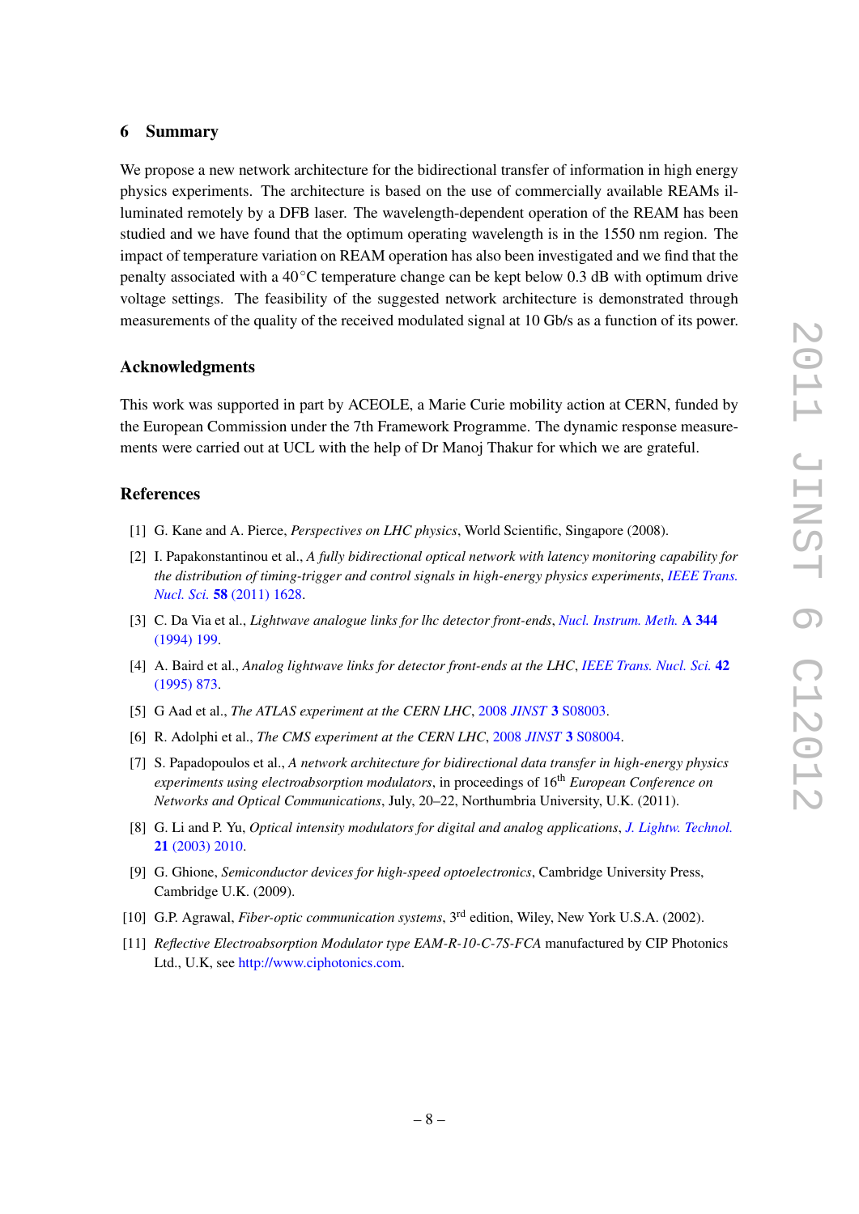## 6 Summary

We propose a new network architecture for the bidirectional transfer of information in high energy physics experiments. The architecture is based on the use of commercially available REAMs illuminated remotely by a DFB laser. The wavelength-dependent operation of the REAM has been studied and we have found that the optimum operating wavelength is in the 1550 nm region. The impact of temperature variation on REAM operation has also been investigated and we find that the penalty associated with a 40°C temperature change can be kept below 0.3 dB with optimum drive voltage settings. The feasibility of the suggested network architecture is demonstrated through measurements of the quality of the received modulated signal at 10 Gb/s as a function of its power.

## Acknowledgments

This work was supported in part by ACEOLE, a Marie Curie mobility action at CERN, funded by the European Commission under the 7th Framework Programme. The dynamic response measurements were carried out at UCL with the help of Dr Manoj Thakur for which we are grateful.

## References

[1] G. Kane and A. Pierce, *Perspectives on LHC physics*, World Scientific, Singapore (2008).

[2] I. Papakonstantinou et al., *A fully bidirectional optical network with latency monitoring capability for the distribution of timing-trigger and control signals in high-energy physics experiments*, *IEEE Trans. Nucl. Sci.* **58** (2011) 1628.

[3] C. Da Via et al., *Lightwave analogue links for lhc detector front-ends*, *Nucl. Instrum. Meth.* **A 344** (1994) 199.

[4] A. Baird et al., *Analog lightwave links for detector front-ends at the LHC*, *IEEE Trans. Nucl. Sci.* **42** (1995) 873.

[5] G Aad et al., *The ATLAS experiment at the CERN LHC*, 2008 *JINST* **3** S08003.

[6] R. Adolphi et al., *The CMS experiment at the CERN LHC*, 2008 *JINST* **3** S08004.

[7] S. Papadopoulos et al., *A network architecture for bidirectional data transfer in high-energy physics experiments using electroabsorption modulators*, in proceedings of 16th *European Conference on Networks and Optical Communications*, July, 20–22, Northumbria University, U.K. (2011).

[8] G. Li and P. Yu, *Optical intensity modulators for digital and analog applications*, *J. Lightw. Technol.* **21** (2003) 2010.

[9] G. Ghione, *Semiconductor devices for high-speed optoelectronics*, Cambridge University Press, Cambridge U.K. (2009).

[10] G.P. Agrawal, *Fiber-optic communication systems*, 3rd edition, Wiley, New York U.S.A. (2002).

[11] *Reflective Electroabsorption Modulator type EAM-R-10-C-7S-FCA* manufactured by CIP Photonics Ltd., U.K, see http://www.ciphotonics.com.